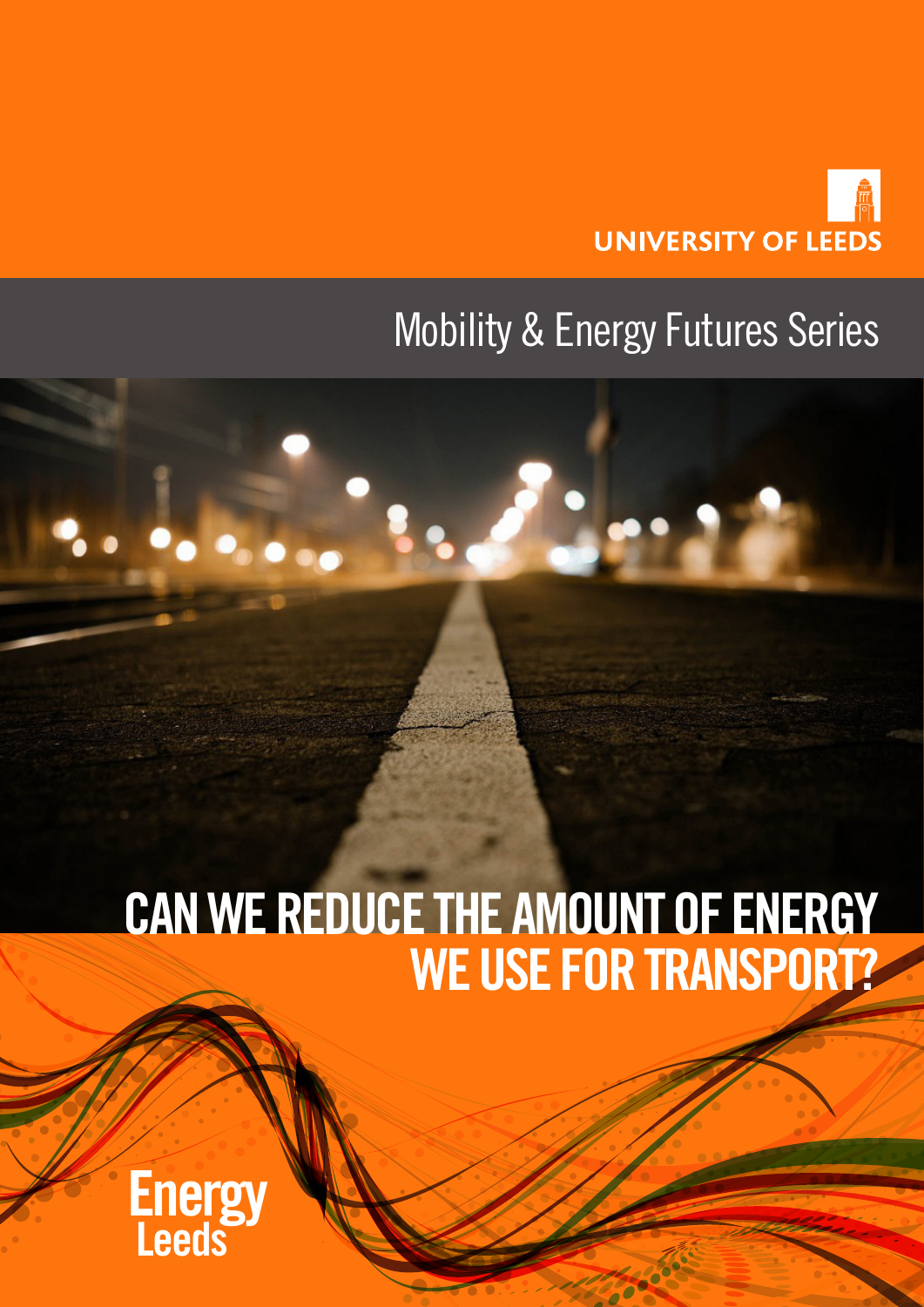UNIVERSITY OF LEEDS

Mobility & Energy Futures Series

# CAN WE REDUCE THE AMOUNT OF ENERGY WE USE FOR TRANSPORT?

Energy Leeds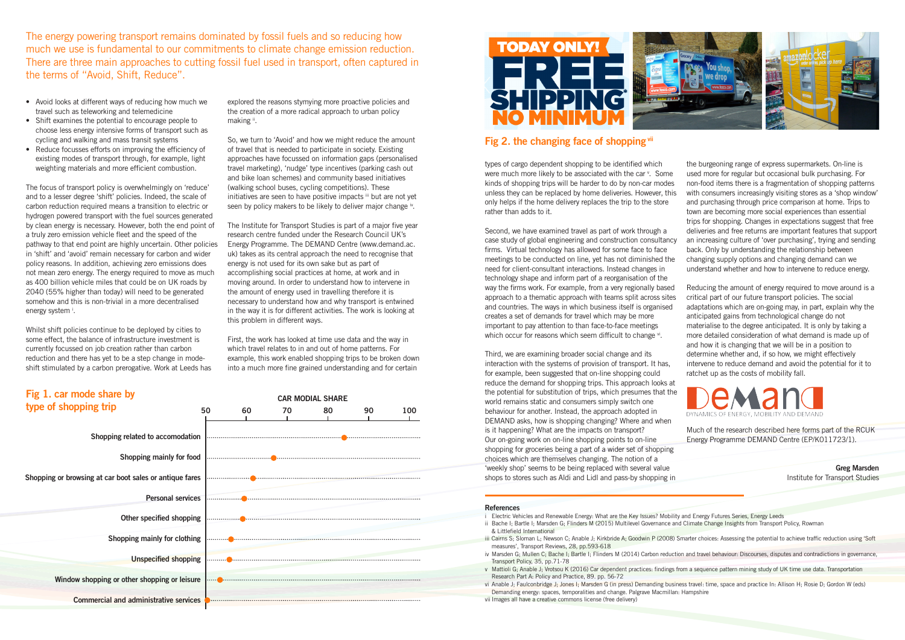The energy powering transport remains dominated by fossil fuels and so reducing how much we use is fundamental to our commitments to climate change emission reduction. There are three main approaches to cutting fossil fuel used in transport, often captured in the terms of "Avoid, Shift, Reduce".

- Avoid looks at different ways of reducing how much we travel such as teleworking and telemedicine
- Shift examines the potential to encourage people to choose less energy intensive forms of transport such as cycling and walking and mass transit systems
- Reduce focusses efforts on improving the efficiency of existing modes of transport through, for example, light weighting materials and more efficient combustion.

The focus of transport policy is overwhelmingly on 'reduce' and to a lesser degree 'shift' policies. Indeed, the scale of carbon reduction required means a transition to electric or hydrogen powered transport with the fuel sources generated by clean energy is necessary. However, both the end point of a truly zero emission vehicle fleet and the speed of the pathway to that end point are highly uncertain. Other policies in 'shift' and 'avoid' remain necessary for carbon and wider policy reasons. In addition, achieving zero emissions does not mean zero energy. The energy required to move as much as 400 billion vehicle miles that could be on UK roads by 2040 (55% higher than today) will need to be generated somehow and this is non-trivial in a more decentralised energy system [i].

Whilst shift policies continue to be deployed by cities to some effect, the balance of infrastructure investment is currently focussed on job creation rather than carbon reduction and there has yet to be a step change in mode-shift stimulated by a carbon prerogative. Work at Leeds has explored the reasons stymying more proactive policies and the creation of a more radical approach to urban policy making [ii].

So, we turn to 'Avoid' and how we might reduce the amount of travel that is needed to participate in society. Existing approaches have focussed on information gaps (personalised travel marketing), 'nudge' type incentives (parking cash out and bike loan schemes) and community based initiatives (walking school buses, cycling competitions). These initiatives are seen to have positive impacts [iii] but are not yet seen by policy makers to be likely to deliver major change [iv].

The Institute for Transport Studies is part of a major five year research centre funded under the Research Council UK's Energy Programme. The DEMAND Centre (www.demand.ac.uk) takes as its central approach the need to recognise that energy is not used for its own sake but as part of accomplishing social practices at home, at work and in moving around. In order to understand how to intervene in the amount of energy used in travelling therefore it is necessary to understand how and why transport is entwined in the way it is for different activities. The work is looking at this problem in different ways.

First, the work has looked at time use data and the way in which travel relates to in and out of home patterns. For example, this work enabled shopping trips to be broken down into a much more fine grained understanding and for certain types of cargo dependent shopping to be identified which were much more likely to be associated with the car [v]. Some kinds of shopping trips will be harder to do by non-car modes unless they can be replaced by home deliveries. However, this only helps if the home delivery replaces the trip to the store rather than adds to it.

## Fig 1. car mode share by type of shopping trip

CAR MODIAL SHARE

| Type of shopping trip | Approx. car modal share (%) |
|---|---|
| Shopping related to accomodation | 84 |
| Shopping mainly for food | 67 |
| Shopping or browsing at car boot sales or antique fares | 62 |
| Personal services | 59 |
| Other specified shopping | 59 |
| Shopping mainly for clothing | 56 |
| Unspecified shopping | 56 |
| Window shopping or other shopping or leisure | 53 |
| Commercial and administrative services | 50 |

## Fig 2. the changing face of shopping [vii]

Second, we have examined travel as part of work through a case study of global engineering and construction consultancy firms. Virtual technology has allowed for some face to face meetings to be conducted on line, yet has not diminished the need for client-consultant interactions. Instead changes in technology shape and inform part of a reorganisation of the way the firms work. For example, from a very regionally based approach to a thematic approach with teams split across sites and countries. The ways in which business itself is organised creates a set of demands for travel which may be more important to pay attention to than face-to-face meetings which occur for reasons which seem difficult to change [vi].

Third, we are examining broader social change and its interaction with the systems of provision of transport. It has, for example, been suggested that on-line shopping could reduce the demand for shopping trips. This approach looks at the potential for substitution of trips, which presumes that the world remains static and consumers simply switch one behaviour for another. Instead, the approach adopted in DEMAND asks, how is shopping changing? Where and when is it happening? What are the impacts on transport? Our on-going work on on-line shopping points to on-line shopping for groceries being a part of a wider set of shopping choices which are themselves changing. The notion of a 'weekly shop' seems to be being replaced with several value shops to stores such as Aldi and Lidl and pass-by shopping in the burgeoning range of express supermarkets. On-line is used more for regular but occasional bulk purchasing. For non-food items there is a fragmentation of shopping patterns with consumers increasingly visiting stores as a 'shop window' and purchasing through price comparison at home. Trips to town are becoming more social experiences than essential trips for shopping. Changes in expectations suggest that free deliveries and free returns are important features that support an increasing culture of 'over purchasing', trying and sending back. Only by understanding the relationship between changing supply options and changing demand can we understand whether and how to intervene to reduce energy.

Reducing the amount of energy required to move around is a critical part of our future transport policies. The social adaptations which are on-going may, in part, explain why the anticipated gains from technological change do not materialise to the degree anticipated. It is only by taking a more detailed consideration of what demand is made up of and how it is changing that we will be in a position to determine whether and, if so how, we might effectively intervene to reduce demand and avoid the potential for it to ratchet up as the costs of mobility fall.

DEMAND — DYNAMICS OF ENERGY, MOBILITY AND DEMAND

Much of the research described here forms part of the RCUK Energy Programme DEMAND Centre (EP/K011723/1).

**Greg Marsden**
Institute for Transport Studies

### References

i Electric Vehicles and Renewable Energy: What are the Key Issues? Mobility and Energy Futures Series, Energy Leeds

ii Bache I; Bartle I; Marsden G; Flinders M (2015) Multilevel Governance and Climate Change Insights from Transport Policy, Rowman & Littlefield International

iii Cairns S; Sloman L; Newson C; Anable J; Kirkbride A; Goodwin P (2008) Smarter choices: Assessing the potential to achieve traffic reduction using 'Soft measures', Transport Reviews, 28, pp.593-618

iv Marsden G; Mullen C; Bache I; Bartle I; Flinders M (2014) Carbon reduction and travel behaviour: Discourses, disputes and contradictions in governance, Transport Policy, 35, pp.71-78

v Mattioli G; Anable J; Vrotsou K (2016) Car dependent practices: findings from a sequence pattern mining study of UK time use data. Transportation Research Part A: Policy and Practice, 89. pp. 56-72

vi Anable J; Faulconbridge J; Jones I; Marsden G (in press) Demanding business travel: time, space and practice In: Allison H; Rosie D; Gordon W (eds) Demanding energy: spaces, temporalities and change. Palgrave Macmillan: Hampshire

vii Images all have a creative commons license (free delivery)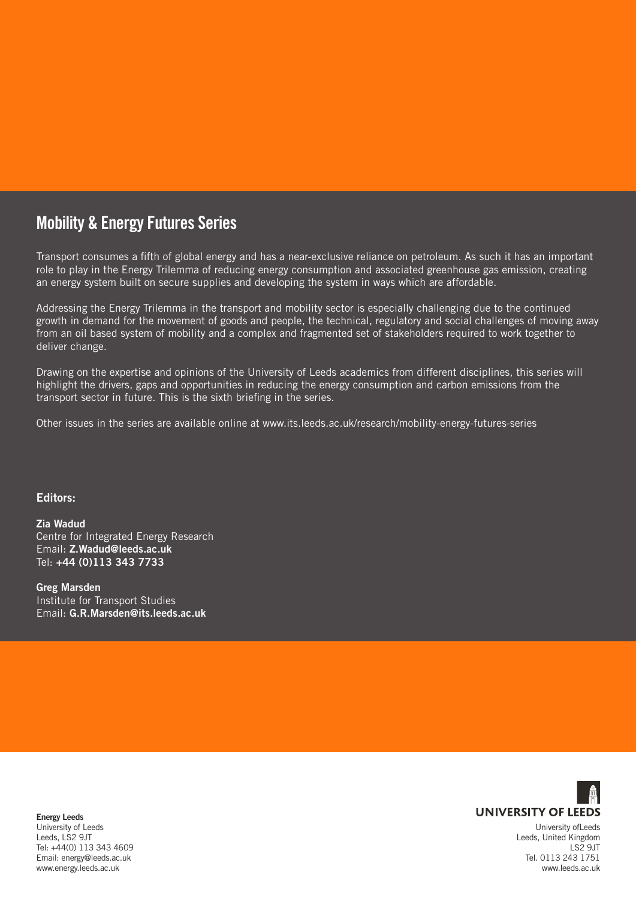## Mobility & Energy Futures Series

Transport consumes a fifth of global energy and has a near-exclusive reliance on petroleum. As such it has an important role to play in the Energy Trilemma of reducing energy consumption and associated greenhouse gas emission, creating an energy system built on secure supplies and developing the system in ways which are affordable.

Addressing the Energy Trilemma in the transport and mobility sector is especially challenging due to the continued growth in demand for the movement of goods and people, the technical, regulatory and social challenges of moving away from an oil based system of mobility and a complex and fragmented set of stakeholders required to work together to deliver change.

Drawing on the expertise and opinions of the University of Leeds academics from different disciplines, this series will highlight the drivers, gaps and opportunities in reducing the energy consumption and carbon emissions from the transport sector in future. This is the sixth briefing in the series.

Other issues in the series are available online at www.its.leeds.ac.uk/research/mobility-energy-futures-series

**Editors:**

**Zia Wadud**
Centre for Integrated Energy Research
Email: **Z.Wadud@leeds.ac.uk**
Tel: **+44 (0)113 343 7733**

**Greg Marsden**
Institute for Transport Studies
Email: **G.R.Marsden@its.leeds.ac.uk**

**Energy Leeds**
University of Leeds
Leeds, LS2 9JT
Tel: +44(0) 113 343 4609
Email: energy@leeds.ac.uk
www.energy.leeds.ac.uk

**UNIVERSITY OF LEEDS**
University ofLeeds
Leeds, United Kingdom
LS2 9JT
Tel. 0113 243 1751
www.leeds.ac.uk